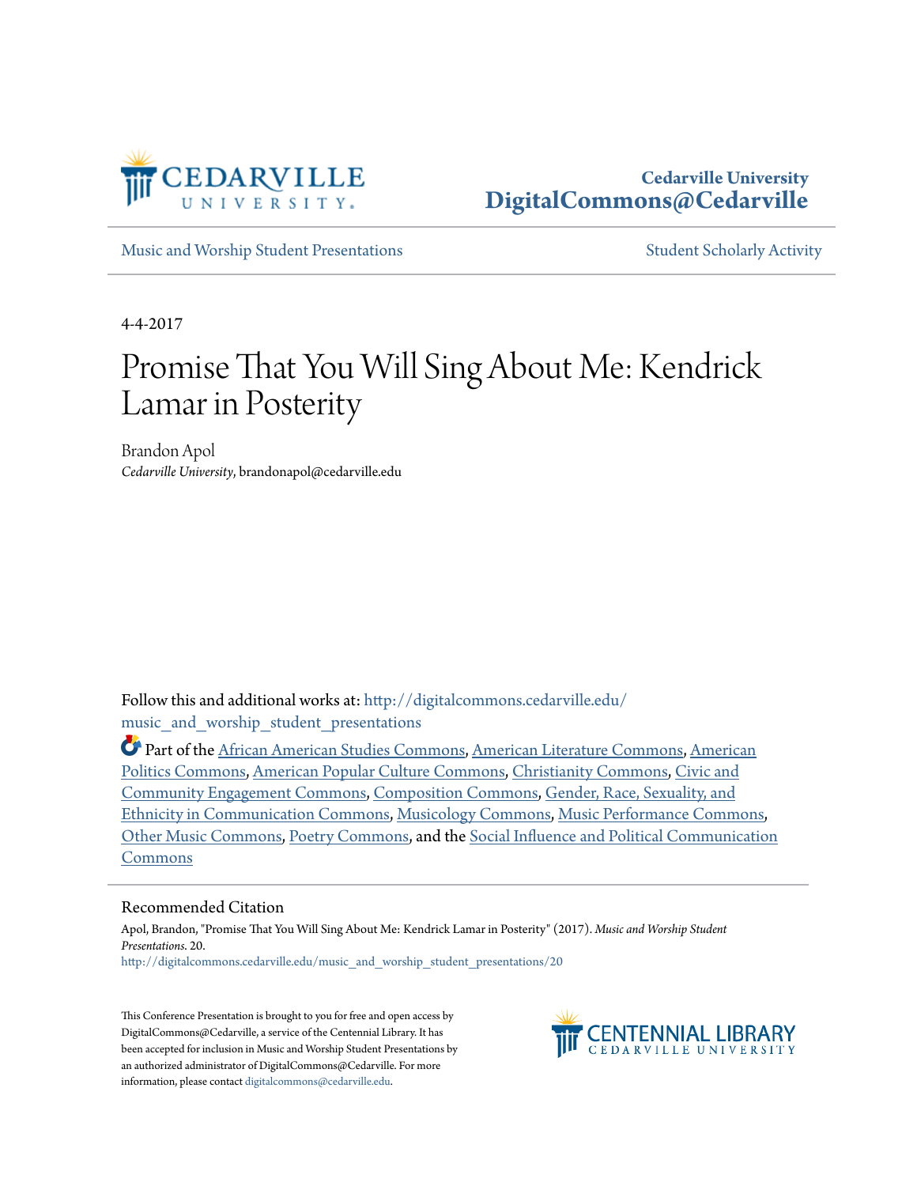Cedarville University
DigitalCommons@Cedarville

Music and Worship Student Presentations | Student Scholarly Activity

4-4-2017

# Promise That You Will Sing About Me: Kendrick Lamar in Posterity

Brandon Apol
*Cedarville University*, brandonapol@cedarville.edu

Follow this and additional works at: http://digitalcommons.cedarville.edu/music_and_worship_student_presentations

Part of the African American Studies Commons, American Literature Commons, American Politics Commons, American Popular Culture Commons, Christianity Commons, Civic and Community Engagement Commons, Composition Commons, Gender, Race, Sexuality, and Ethnicity in Communication Commons, Musicology Commons, Music Performance Commons, Other Music Commons, Poetry Commons, and the Social Influence and Political Communication Commons

## Recommended Citation

Apol, Brandon, "Promise That You Will Sing About Me: Kendrick Lamar in Posterity" (2017). *Music and Worship Student Presentations*. 20.
http://digitalcommons.cedarville.edu/music_and_worship_student_presentations/20

This Conference Presentation is brought to you for free and open access by DigitalCommons@Cedarville, a service of the Centennial Library. It has been accepted for inclusion in Music and Worship Student Presentations by an authorized administrator of DigitalCommons@Cedarville. For more information, please contact digitalcommons@cedarville.edu.

CENTENNIAL LIBRARY
CEDARVILLE UNIVERSITY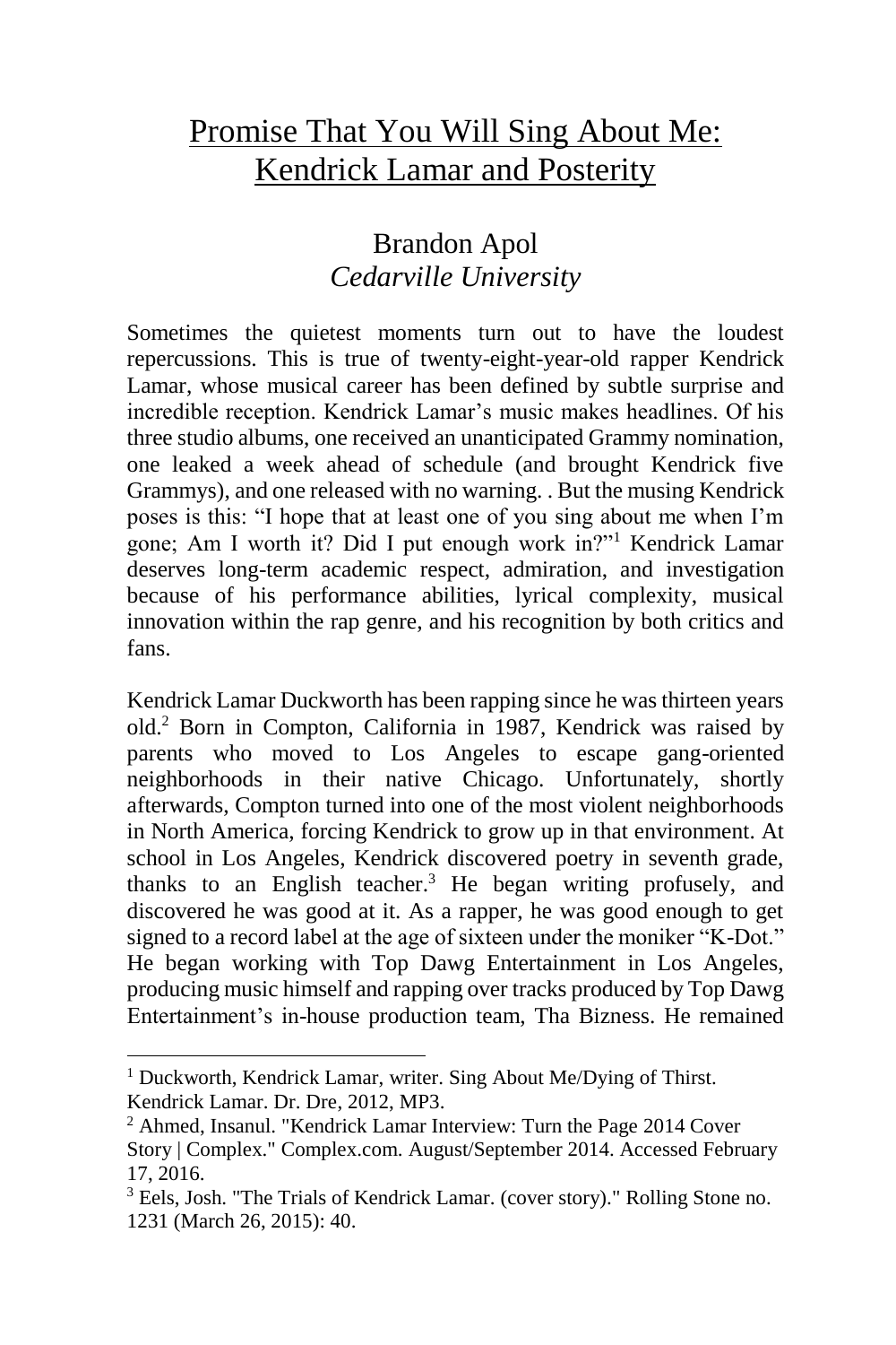# Promise That You Will Sing About Me: Kendrick Lamar and Posterity

Brandon Apol
*Cedarville University*

Sometimes the quietest moments turn out to have the loudest repercussions. This is true of twenty-eight-year-old rapper Kendrick Lamar, whose musical career has been defined by subtle surprise and incredible reception. Kendrick Lamar's music makes headlines. Of his three studio albums, one received an unanticipated Grammy nomination, one leaked a week ahead of schedule (and brought Kendrick five Grammys), and one released with no warning. . But the musing Kendrick poses is this: "I hope that at least one of you sing about me when I'm gone; Am I worth it? Did I put enough work in?"[1] Kendrick Lamar deserves long-term academic respect, admiration, and investigation because of his performance abilities, lyrical complexity, musical innovation within the rap genre, and his recognition by both critics and fans.

Kendrick Lamar Duckworth has been rapping since he was thirteen years old.[2] Born in Compton, California in 1987, Kendrick was raised by parents who moved to Los Angeles to escape gang-oriented neighborhoods in their native Chicago. Unfortunately, shortly afterwards, Compton turned into one of the most violent neighborhoods in North America, forcing Kendrick to grow up in that environment. At school in Los Angeles, Kendrick discovered poetry in seventh grade, thanks to an English teacher.[3] He began writing profusely, and discovered he was good at it. As a rapper, he was good enough to get signed to a record label at the age of sixteen under the moniker "K-Dot." He began working with Top Dawg Entertainment in Los Angeles, producing music himself and rapping over tracks produced by Top Dawg Entertainment's in-house production team, Tha Bizness. He remained

---

[1] Duckworth, Kendrick Lamar, writer. Sing About Me/Dying of Thirst. Kendrick Lamar. Dr. Dre, 2012, MP3.

[2] Ahmed, Insanul. "Kendrick Lamar Interview: Turn the Page 2014 Cover Story | Complex." Complex.com. August/September 2014. Accessed February 17, 2016.

[3] Eels, Josh. "The Trials of Kendrick Lamar. (cover story)." Rolling Stone no. 1231 (March 26, 2015): 40.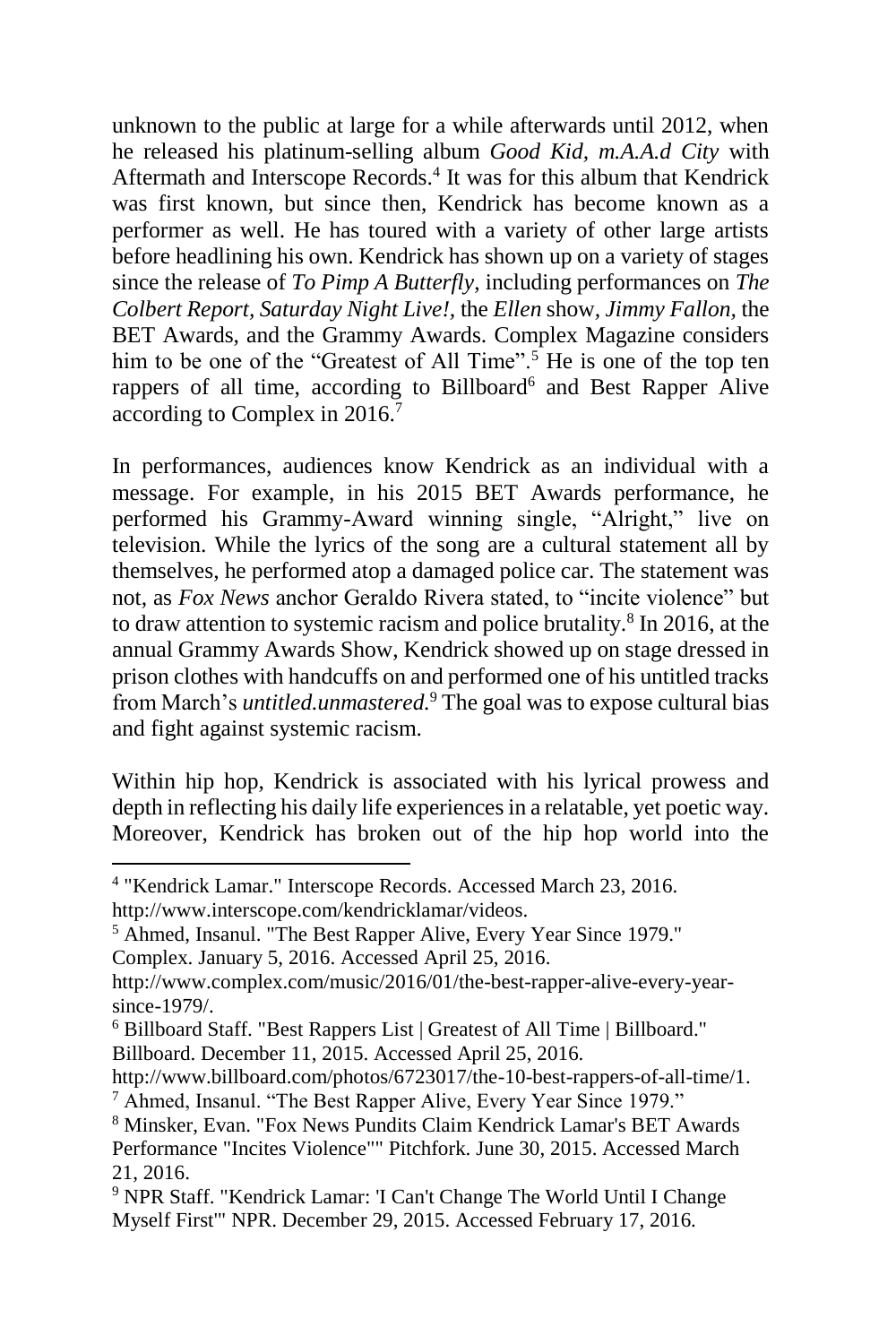unknown to the public at large for a while afterwards until 2012, when he released his platinum-selling album *Good Kid, m.A.A.d City* with Aftermath and Interscope Records.[4] It was for this album that Kendrick was first known, but since then, Kendrick has become known as a performer as well. He has toured with a variety of other large artists before headlining his own. Kendrick has shown up on a variety of stages since the release of *To Pimp A Butterfly*, including performances on *The Colbert Report, Saturday Night Live!,* the *Ellen* show*, Jimmy Fallon,* the BET Awards, and the Grammy Awards. Complex Magazine considers him to be one of the "Greatest of All Time".[5] He is one of the top ten rappers of all time, according to Billboard[6] and Best Rapper Alive according to Complex in 2016.[7]

In performances, audiences know Kendrick as an individual with a message. For example, in his 2015 BET Awards performance, he performed his Grammy-Award winning single, "Alright," live on television. While the lyrics of the song are a cultural statement all by themselves, he performed atop a damaged police car. The statement was not, as *Fox News* anchor Geraldo Rivera stated, to "incite violence" but to draw attention to systemic racism and police brutality.[8] In 2016, at the annual Grammy Awards Show, Kendrick showed up on stage dressed in prison clothes with handcuffs on and performed one of his untitled tracks from March's *untitled.unmastered.*[9] The goal was to expose cultural bias and fight against systemic racism.

Within hip hop, Kendrick is associated with his lyrical prowess and depth in reflecting his daily life experiences in a relatable, yet poetic way. Moreover, Kendrick has broken out of the hip hop world into the

---

[4] "Kendrick Lamar." Interscope Records. Accessed March 23, 2016. http://www.interscope.com/kendricklamar/videos.

[5] Ahmed, Insanul. "The Best Rapper Alive, Every Year Since 1979." Complex. January 5, 2016. Accessed April 25, 2016. http://www.complex.com/music/2016/01/the-best-rapper-alive-every-year-since-1979/.

[6] Billboard Staff. "Best Rappers List | Greatest of All Time | Billboard." Billboard. December 11, 2015. Accessed April 25, 2016. http://www.billboard.com/photos/6723017/the-10-best-rappers-of-all-time/1.

[7] Ahmed, Insanul. "The Best Rapper Alive, Every Year Since 1979."

[8] Minsker, Evan. "Fox News Pundits Claim Kendrick Lamar's BET Awards Performance "Incites Violence"" Pitchfork. June 30, 2015. Accessed March 21, 2016.

[9] NPR Staff. "Kendrick Lamar: 'I Can't Change The World Until I Change Myself First'" NPR. December 29, 2015. Accessed February 17, 2016.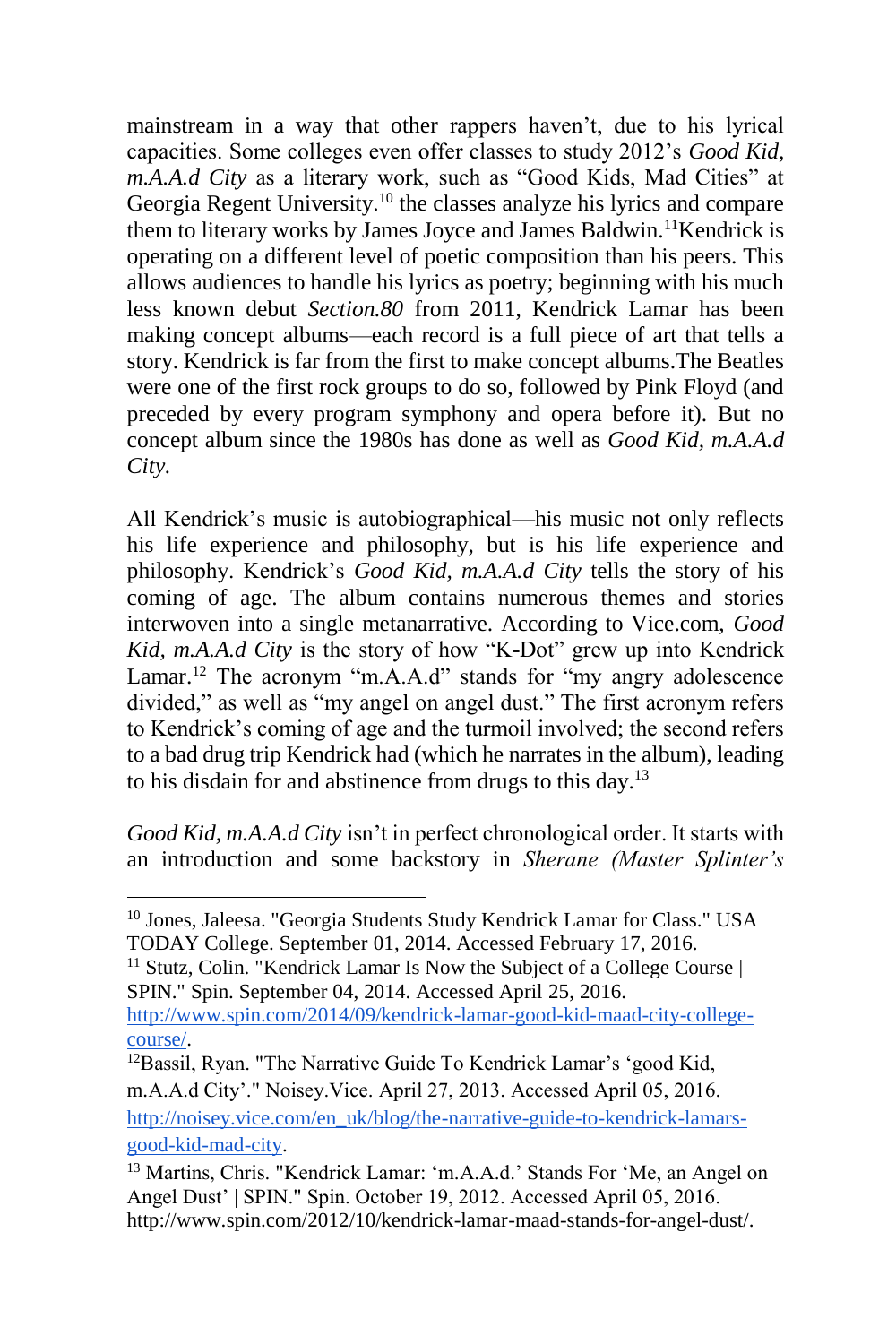mainstream in a way that other rappers haven't, due to his lyrical capacities. Some colleges even offer classes to study 2012's *Good Kid, m.A.A.d City* as a literary work, such as "Good Kids, Mad Cities" at Georgia Regent University.[10] the classes analyze his lyrics and compare them to literary works by James Joyce and James Baldwin.[11]Kendrick is operating on a different level of poetic composition than his peers. This allows audiences to handle his lyrics as poetry; beginning with his much less known debut *Section.80* from 2011, Kendrick Lamar has been making concept albums—each record is a full piece of art that tells a story. Kendrick is far from the first to make concept albums.The Beatles were one of the first rock groups to do so, followed by Pink Floyd (and preceded by every program symphony and opera before it). But no concept album since the 1980s has done as well as *Good Kid, m.A.A.d City.*

All Kendrick's music is autobiographical—his music not only reflects his life experience and philosophy, but is his life experience and philosophy. Kendrick's *Good Kid, m.A.A.d City* tells the story of his coming of age. The album contains numerous themes and stories interwoven into a single metanarrative. According to Vice.com, *Good Kid, m.A.A.d City* is the story of how "K-Dot" grew up into Kendrick Lamar.[12] The acronym "m.A.A.d" stands for "my angry adolescence divided," as well as "my angel on angel dust." The first acronym refers to Kendrick's coming of age and the turmoil involved; the second refers to a bad drug trip Kendrick had (which he narrates in the album), leading to his disdain for and abstinence from drugs to this day.[13]

*Good Kid, m.A.A.d City* isn't in perfect chronological order. It starts with an introduction and some backstory in *Sherane (Master Splinter's*

---

[10] Jones, Jaleesa. "Georgia Students Study Kendrick Lamar for Class." USA TODAY College. September 01, 2014. Accessed February 17, 2016.

[11] Stutz, Colin. "Kendrick Lamar Is Now the Subject of a College Course | SPIN." Spin. September 04, 2014. Accessed April 25, 2016. http://www.spin.com/2014/09/kendrick-lamar-good-kid-maad-city-college-course/.

[12]Bassil, Ryan. "The Narrative Guide To Kendrick Lamar's 'good Kid, m.A.A.d City'." Noisey.Vice. April 27, 2013. Accessed April 05, 2016. http://noisey.vice.com/en_uk/blog/the-narrative-guide-to-kendrick-lamars-good-kid-mad-city.

[13] Martins, Chris. "Kendrick Lamar: 'm.A.A.d.' Stands For 'Me, an Angel on Angel Dust' | SPIN." Spin. October 19, 2012. Accessed April 05, 2016. http://www.spin.com/2012/10/kendrick-lamar-maad-stands-for-angel-dust/.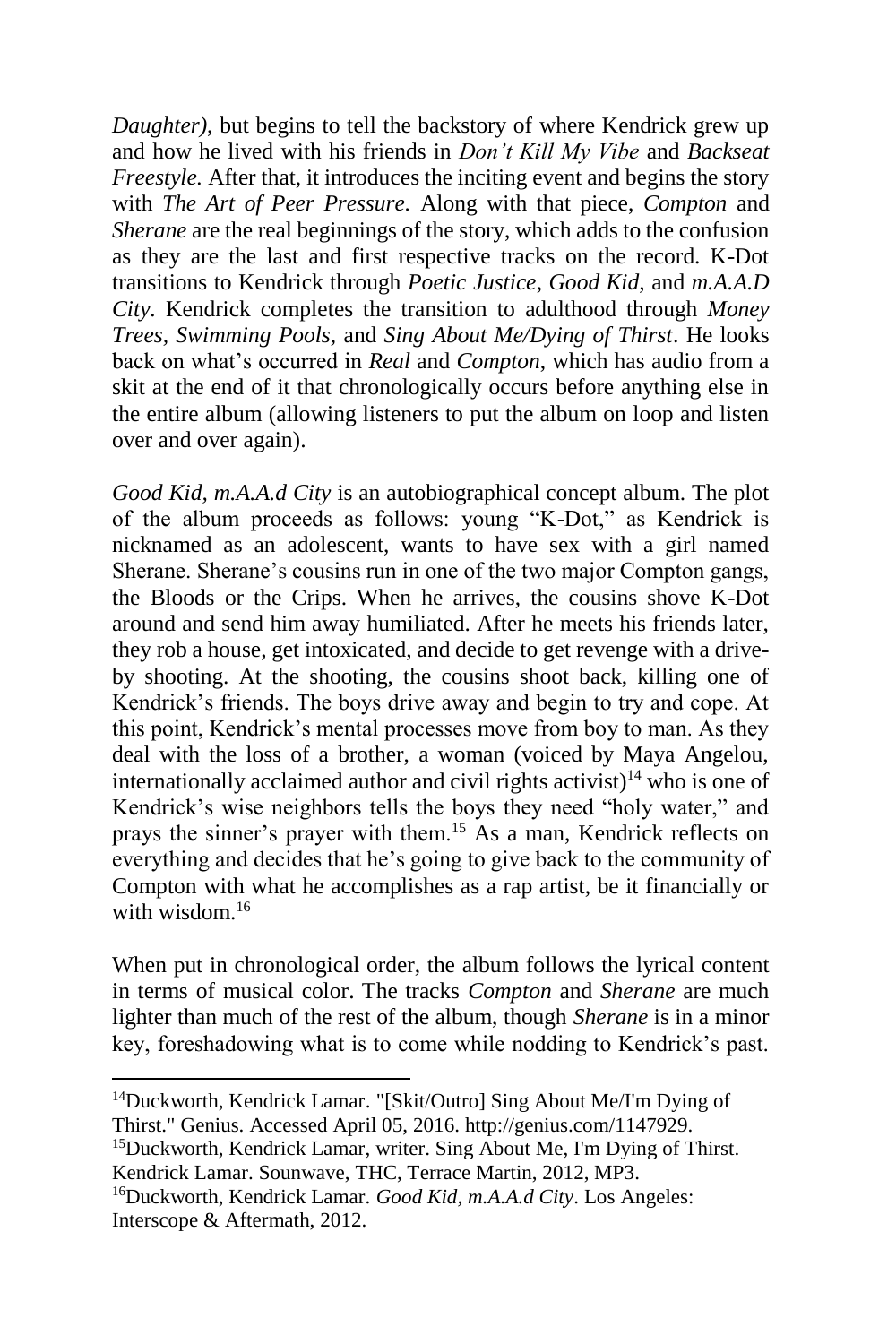*Daughter)*, but begins to tell the backstory of where Kendrick grew up and how he lived with his friends in *Don't Kill My Vibe* and *Backseat Freestyle.* After that, it introduces the inciting event and begins the story with *The Art of Peer Pressure.* Along with that piece, *Compton* and *Sherane* are the real beginnings of the story, which adds to the confusion as they are the last and first respective tracks on the record. K-Dot transitions to Kendrick through *Poetic Justice*, *Good Kid,* and *m.A.A.D City*. Kendrick completes the transition to adulthood through *Money Trees, Swimming Pools,* and *Sing About Me/Dying of Thirst*. He looks back on what's occurred in *Real* and *Compton*, which has audio from a skit at the end of it that chronologically occurs before anything else in the entire album (allowing listeners to put the album on loop and listen over and over again).

*Good Kid, m.A.A.d City* is an autobiographical concept album. The plot of the album proceeds as follows: young "K-Dot," as Kendrick is nicknamed as an adolescent, wants to have sex with a girl named Sherane. Sherane's cousins run in one of the two major Compton gangs, the Bloods or the Crips. When he arrives, the cousins shove K-Dot around and send him away humiliated. After he meets his friends later, they rob a house, get intoxicated, and decide to get revenge with a drive-by shooting. At the shooting, the cousins shoot back, killing one of Kendrick's friends. The boys drive away and begin to try and cope. At this point, Kendrick's mental processes move from boy to man. As they deal with the loss of a brother, a woman (voiced by Maya Angelou, internationally acclaimed author and civil rights activist)[14] who is one of Kendrick's wise neighbors tells the boys they need "holy water," and prays the sinner's prayer with them.[15] As a man, Kendrick reflects on everything and decides that he's going to give back to the community of Compton with what he accomplishes as a rap artist, be it financially or with wisdom.[16]

When put in chronological order, the album follows the lyrical content in terms of musical color. The tracks *Compton* and *Sherane* are much lighter than much of the rest of the album, though *Sherane* is in a minor key, foreshadowing what is to come while nodding to Kendrick's past.

---

[14]Duckworth, Kendrick Lamar. "[Skit/Outro] Sing About Me/I'm Dying of Thirst." Genius. Accessed April 05, 2016. http://genius.com/1147929.

[15]Duckworth, Kendrick Lamar, writer. Sing About Me, I'm Dying of Thirst. Kendrick Lamar. Sounwave, THC, Terrace Martin, 2012, MP3.

[16]Duckworth, Kendrick Lamar. *Good Kid, m.A.A.d City*. Los Angeles: Interscope & Aftermath, 2012.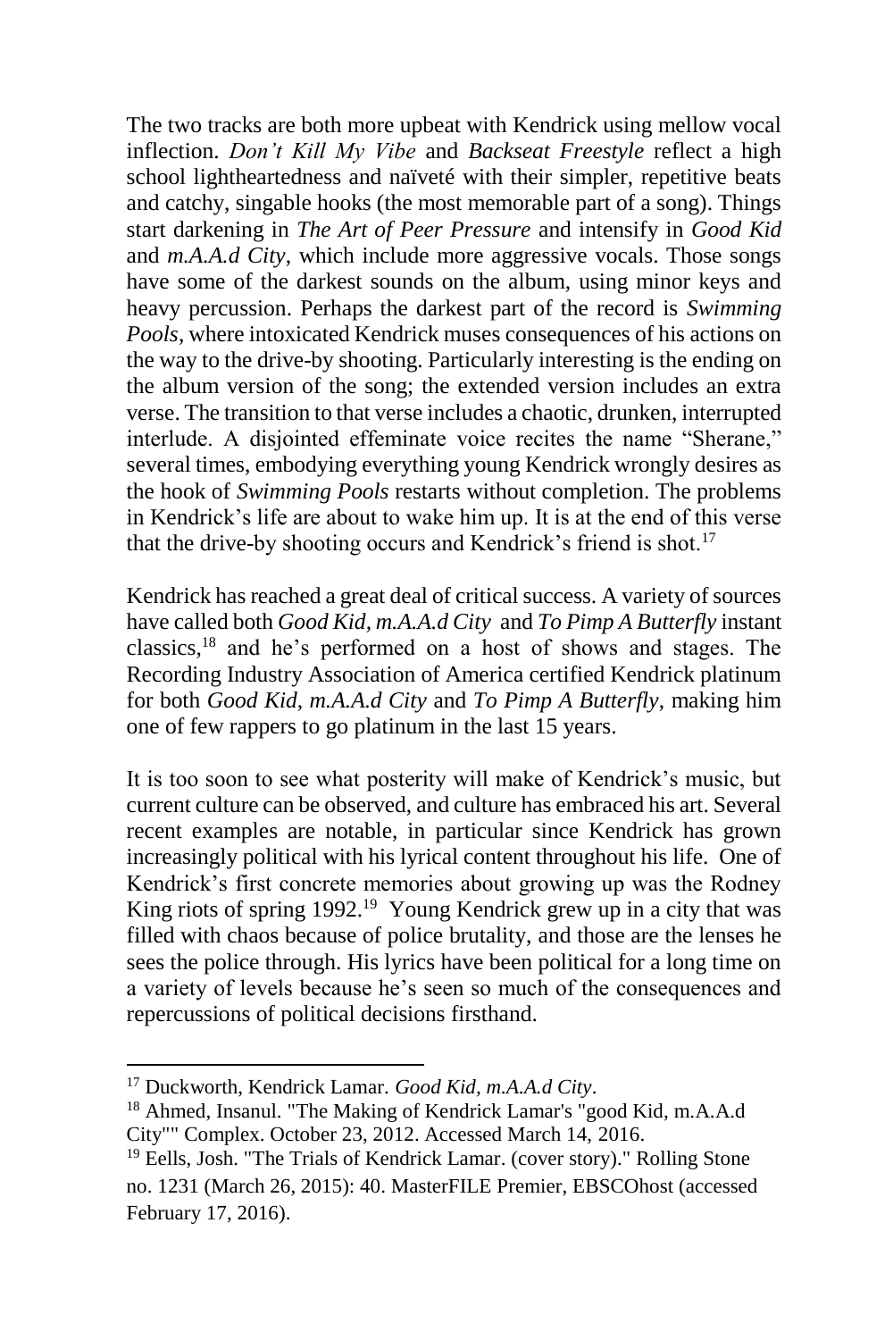The two tracks are both more upbeat with Kendrick using mellow vocal inflection. *Don't Kill My Vibe* and *Backseat Freestyle* reflect a high school lightheartedness and naïveté with their simpler, repetitive beats and catchy, singable hooks (the most memorable part of a song). Things start darkening in *The Art of Peer Pressure* and intensify in *Good Kid* and *m.A.A.d City*, which include more aggressive vocals. Those songs have some of the darkest sounds on the album, using minor keys and heavy percussion. Perhaps the darkest part of the record is *Swimming Pools*, where intoxicated Kendrick muses consequences of his actions on the way to the drive-by shooting. Particularly interesting is the ending on the album version of the song; the extended version includes an extra verse. The transition to that verse includes a chaotic, drunken, interrupted interlude. A disjointed effeminate voice recites the name "Sherane," several times, embodying everything young Kendrick wrongly desires as the hook of *Swimming Pools* restarts without completion. The problems in Kendrick's life are about to wake him up. It is at the end of this verse that the drive-by shooting occurs and Kendrick's friend is shot.[17]

Kendrick has reached a great deal of critical success. A variety of sources have called both *Good Kid, m.A.A.d City* and *To Pimp A Butterfly* instant classics,[18] and he's performed on a host of shows and stages. The Recording Industry Association of America certified Kendrick platinum for both *Good Kid, m.A.A.d City* and *To Pimp A Butterfly*, making him one of few rappers to go platinum in the last 15 years.

It is too soon to see what posterity will make of Kendrick's music, but current culture can be observed, and culture has embraced his art. Several recent examples are notable, in particular since Kendrick has grown increasingly political with his lyrical content throughout his life. One of Kendrick's first concrete memories about growing up was the Rodney King riots of spring 1992.[19] Young Kendrick grew up in a city that was filled with chaos because of police brutality, and those are the lenses he sees the police through. His lyrics have been political for a long time on a variety of levels because he's seen so much of the consequences and repercussions of political decisions firsthand.

---

[17] Duckworth, Kendrick Lamar. *Good Kid, m.A.A.d City*.

[18] Ahmed, Insanul. "The Making of Kendrick Lamar's "good Kid, m.A.A.d City"" Complex. October 23, 2012. Accessed March 14, 2016.

[19] Eells, Josh. "The Trials of Kendrick Lamar. (cover story)." Rolling Stone no. 1231 (March 26, 2015): 40. MasterFILE Premier, EBSCOhost (accessed February 17, 2016).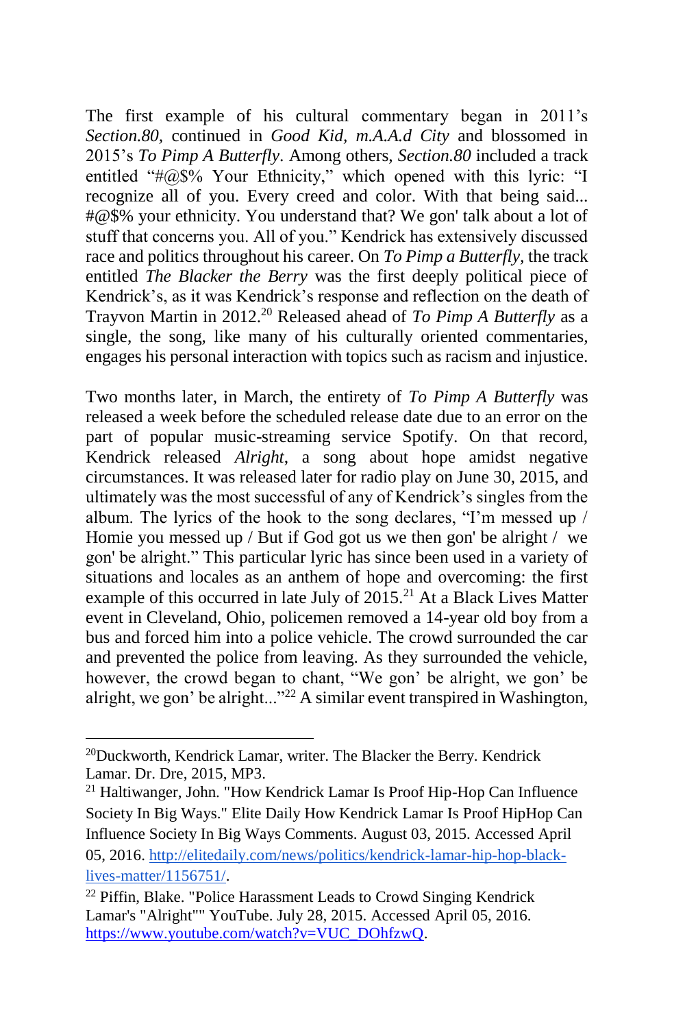The first example of his cultural commentary began in 2011's *Section.80,* continued in *Good Kid, m.A.A.d City* and blossomed in 2015's *To Pimp A Butterfly*. Among others, *Section.80* included a track entitled "#@$% Your Ethnicity," which opened with this lyric: "I recognize all of you. Every creed and color. With that being said... #@$% your ethnicity. You understand that? We gon' talk about a lot of stuff that concerns you. All of you." Kendrick has extensively discussed race and politics throughout his career. On *To Pimp a Butterfly*, the track entitled *The Blacker the Berry* was the first deeply political piece of Kendrick's, as it was Kendrick's response and reflection on the death of Trayvon Martin in 2012.[20] Released ahead of *To Pimp A Butterfly* as a single, the song, like many of his culturally oriented commentaries, engages his personal interaction with topics such as racism and injustice.

Two months later, in March, the entirety of *To Pimp A Butterfly* was released a week before the scheduled release date due to an error on the part of popular music-streaming service Spotify. On that record, Kendrick released *Alright*, a song about hope amidst negative circumstances. It was released later for radio play on June 30, 2015, and ultimately was the most successful of any of Kendrick's singles from the album. The lyrics of the hook to the song declares, "I'm messed up / Homie you messed up / But if God got us we then gon' be alright / we gon' be alright." This particular lyric has since been used in a variety of situations and locales as an anthem of hope and overcoming: the first example of this occurred in late July of 2015.[21] At a Black Lives Matter event in Cleveland, Ohio, policemen removed a 14-year old boy from a bus and forced him into a police vehicle. The crowd surrounded the car and prevented the police from leaving. As they surrounded the vehicle, however, the crowd began to chant, "We gon' be alright, we gon' be alright, we gon' be alright..."[22] A similar event transpired in Washington,

---

[20] Duckworth, Kendrick Lamar, writer. The Blacker the Berry. Kendrick Lamar. Dr. Dre, 2015, MP3.

[21] Haltiwanger, John. "How Kendrick Lamar Is Proof Hip-Hop Can Influence Society In Big Ways." Elite Daily How Kendrick Lamar Is Proof HipHop Can Influence Society In Big Ways Comments. August 03, 2015. Accessed April 05, 2016. http://elitedaily.com/news/politics/kendrick-lamar-hip-hop-black-lives-matter/1156751/.

[22] Piffin, Blake. "Police Harassment Leads to Crowd Singing Kendrick Lamar's "Alright"" YouTube. July 28, 2015. Accessed April 05, 2016. https://www.youtube.com/watch?v=VUC_DOhfzwQ.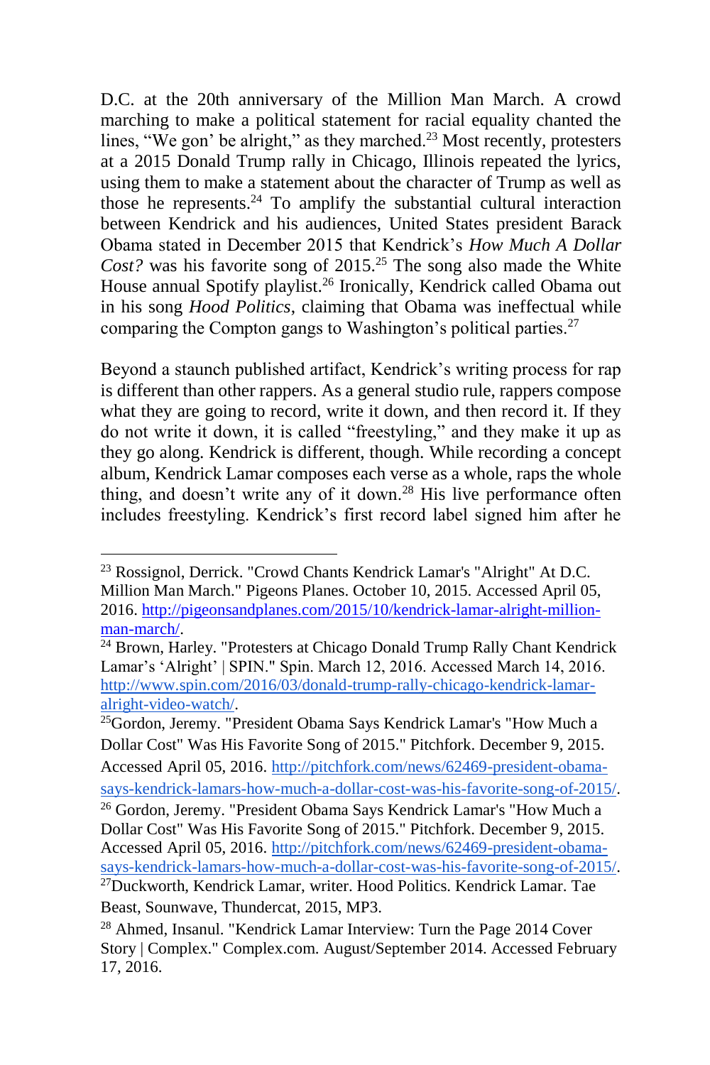D.C. at the 20th anniversary of the Million Man March. A crowd marching to make a political statement for racial equality chanted the lines, "We gon' be alright," as they marched.[23] Most recently, protesters at a 2015 Donald Trump rally in Chicago, Illinois repeated the lyrics, using them to make a statement about the character of Trump as well as those he represents.[24] To amplify the substantial cultural interaction between Kendrick and his audiences, United States president Barack Obama stated in December 2015 that Kendrick's *How Much A Dollar Cost?* was his favorite song of 2015.[25] The song also made the White House annual Spotify playlist.[26] Ironically, Kendrick called Obama out in his song *Hood Politics*, claiming that Obama was ineffectual while comparing the Compton gangs to Washington's political parties.[27]

Beyond a staunch published artifact, Kendrick's writing process for rap is different than other rappers. As a general studio rule, rappers compose what they are going to record, write it down, and then record it. If they do not write it down, it is called "freestyling," and they make it up as they go along. Kendrick is different, though. While recording a concept album, Kendrick Lamar composes each verse as a whole, raps the whole thing, and doesn't write any of it down.[28] His live performance often includes freestyling. Kendrick's first record label signed him after he

---

[23] Rossignol, Derrick. "Crowd Chants Kendrick Lamar's "Alright" At D.C. Million Man March." Pigeons Planes. October 10, 2015. Accessed April 05, 2016. http://pigeonsandplanes.com/2015/10/kendrick-lamar-alright-million-man-march/.

[24] Brown, Harley. "Protesters at Chicago Donald Trump Rally Chant Kendrick Lamar's 'Alright' | SPIN." Spin. March 12, 2016. Accessed March 14, 2016. http://www.spin.com/2016/03/donald-trump-rally-chicago-kendrick-lamar-alright-video-watch/.

[25] Gordon, Jeremy. "President Obama Says Kendrick Lamar's "How Much a Dollar Cost" Was His Favorite Song of 2015." Pitchfork. December 9, 2015. Accessed April 05, 2016. http://pitchfork.com/news/62469-president-obama-says-kendrick-lamars-how-much-a-dollar-cost-was-his-favorite-song-of-2015/.

[26] Gordon, Jeremy. "President Obama Says Kendrick Lamar's "How Much a Dollar Cost" Was His Favorite Song of 2015." Pitchfork. December 9, 2015. Accessed April 05, 2016. http://pitchfork.com/news/62469-president-obama-says-kendrick-lamars-how-much-a-dollar-cost-was-his-favorite-song-of-2015/.

[27] Duckworth, Kendrick Lamar, writer. Hood Politics. Kendrick Lamar. Tae Beast, Sounwave, Thundercat, 2015, MP3.

[28] Ahmed, Insanul. "Kendrick Lamar Interview: Turn the Page 2014 Cover Story | Complex." Complex.com. August/September 2014. Accessed February 17, 2016.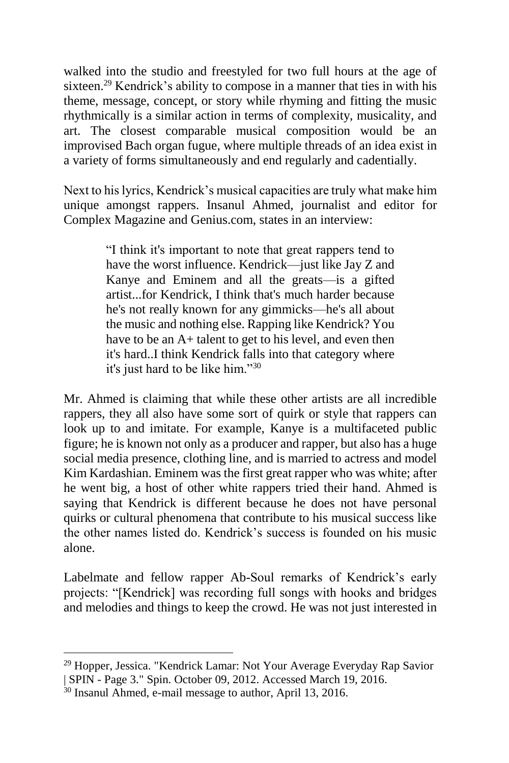walked into the studio and freestyled for two full hours at the age of sixteen.[29] Kendrick's ability to compose in a manner that ties in with his theme, message, concept, or story while rhyming and fitting the music rhythmically is a similar action in terms of complexity, musicality, and art. The closest comparable musical composition would be an improvised Bach organ fugue, where multiple threads of an idea exist in a variety of forms simultaneously and end regularly and cadentially.

Next to his lyrics, Kendrick's musical capacities are truly what make him unique amongst rappers. Insanul Ahmed, journalist and editor for Complex Magazine and Genius.com, states in an interview:

> "I think it's important to note that great rappers tend to have the worst influence. Kendrick—just like Jay Z and Kanye and Eminem and all the greats—is a gifted artist...for Kendrick, I think that's much harder because he's not really known for any gimmicks—he's all about the music and nothing else. Rapping like Kendrick? You have to be an A+ talent to get to his level, and even then it's hard..I think Kendrick falls into that category where it's just hard to be like him."[30]

Mr. Ahmed is claiming that while these other artists are all incredible rappers, they all also have some sort of quirk or style that rappers can look up to and imitate. For example, Kanye is a multifaceted public figure; he is known not only as a producer and rapper, but also has a huge social media presence, clothing line, and is married to actress and model Kim Kardashian. Eminem was the first great rapper who was white; after he went big, a host of other white rappers tried their hand. Ahmed is saying that Kendrick is different because he does not have personal quirks or cultural phenomena that contribute to his musical success like the other names listed do. Kendrick's success is founded on his music alone.

Labelmate and fellow rapper Ab-Soul remarks of Kendrick's early projects: "[Kendrick] was recording full songs with hooks and bridges and melodies and things to keep the crowd. He was not just interested in

---

[29] Hopper, Jessica. "Kendrick Lamar: Not Your Average Everyday Rap Savior | SPIN - Page 3." Spin. October 09, 2012. Accessed March 19, 2016.

[30] Insanul Ahmed, e-mail message to author, April 13, 2016.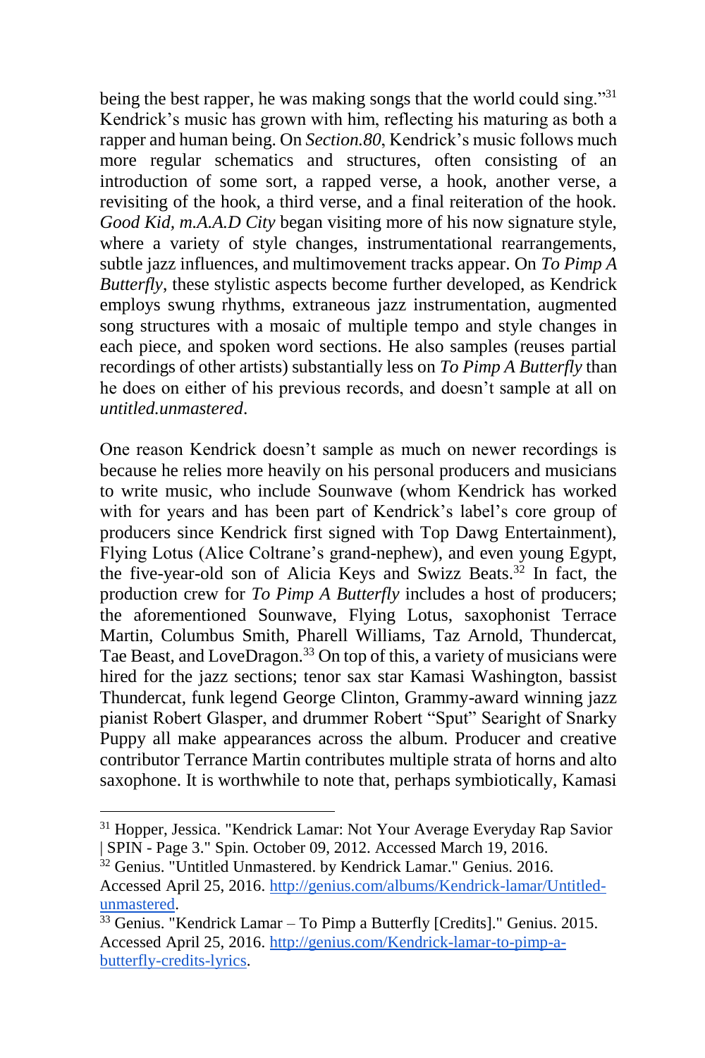being the best rapper, he was making songs that the world could sing."[31] Kendrick's music has grown with him, reflecting his maturing as both a rapper and human being. On *Section.80*, Kendrick's music follows much more regular schematics and structures, often consisting of an introduction of some sort, a rapped verse, a hook, another verse, a revisiting of the hook, a third verse, and a final reiteration of the hook. *Good Kid, m.A.A.D City* began visiting more of his now signature style, where a variety of style changes, instrumentational rearrangements, subtle jazz influences, and multimovement tracks appear. On *To Pimp A Butterfly*, these stylistic aspects become further developed, as Kendrick employs swung rhythms, extraneous jazz instrumentation, augmented song structures with a mosaic of multiple tempo and style changes in each piece, and spoken word sections. He also samples (reuses partial recordings of other artists) substantially less on *To Pimp A Butterfly* than he does on either of his previous records, and doesn't sample at all on *untitled.unmastered*.

One reason Kendrick doesn't sample as much on newer recordings is because he relies more heavily on his personal producers and musicians to write music, who include Sounwave (whom Kendrick has worked with for years and has been part of Kendrick's label's core group of producers since Kendrick first signed with Top Dawg Entertainment), Flying Lotus (Alice Coltrane's grand-nephew), and even young Egypt, the five-year-old son of Alicia Keys and Swizz Beats.[32] In fact, the production crew for *To Pimp A Butterfly* includes a host of producers; the aforementioned Sounwave, Flying Lotus, saxophonist Terrace Martin, Columbus Smith, Pharell Williams, Taz Arnold, Thundercat, Tae Beast, and LoveDragon.[33] On top of this, a variety of musicians were hired for the jazz sections; tenor sax star Kamasi Washington, bassist Thundercat, funk legend George Clinton, Grammy-award winning jazz pianist Robert Glasper, and drummer Robert "Sput" Searight of Snarky Puppy all make appearances across the album. Producer and creative contributor Terrance Martin contributes multiple strata of horns and alto saxophone. It is worthwhile to note that, perhaps symbiotically, Kamasi

---

[31] Hopper, Jessica. "Kendrick Lamar: Not Your Average Everyday Rap Savior | SPIN - Page 3." Spin. October 09, 2012. Accessed March 19, 2016.

[32] Genius. "Untitled Unmastered. by Kendrick Lamar." Genius. 2016. Accessed April 25, 2016. http://genius.com/albums/Kendrick-lamar/Untitled-unmastered.

[33] Genius. "Kendrick Lamar – To Pimp a Butterfly [Credits]." Genius. 2015. Accessed April 25, 2016. http://genius.com/Kendrick-lamar-to-pimp-a-butterfly-credits-lyrics.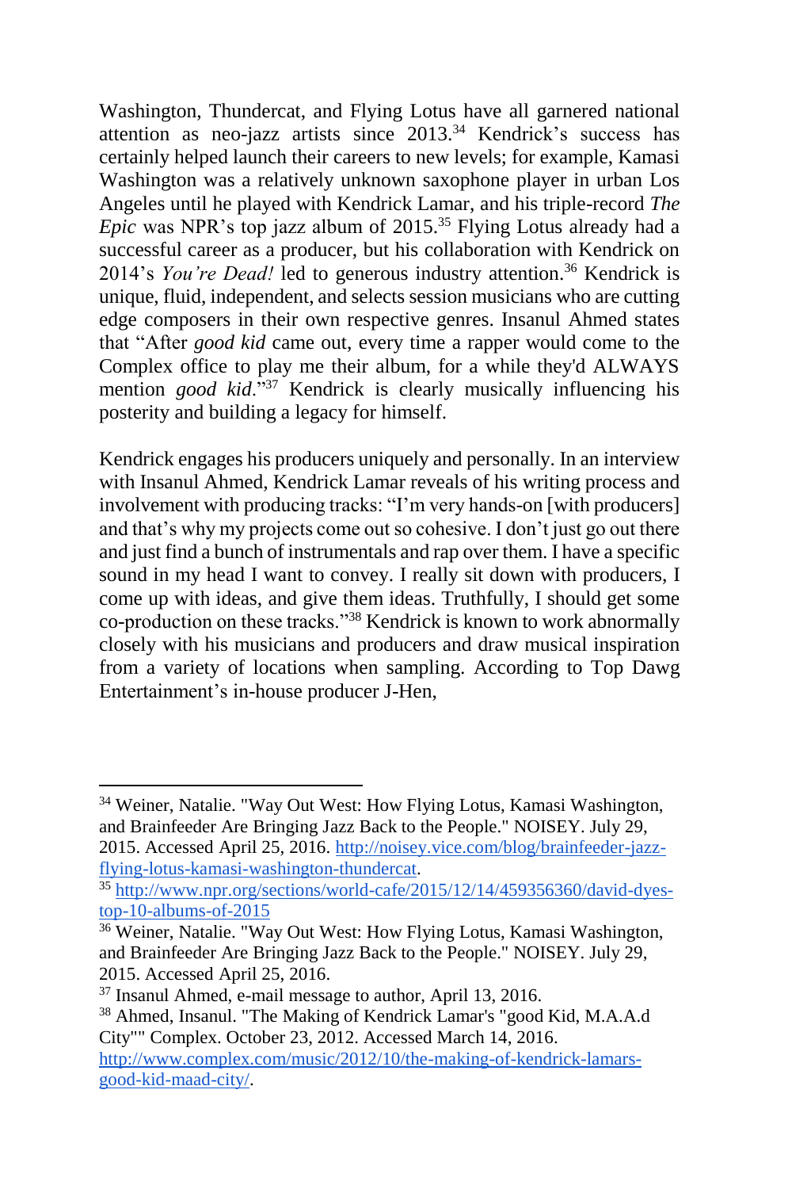Washington, Thundercat, and Flying Lotus have all garnered national attention as neo-jazz artists since 2013.[34] Kendrick's success has certainly helped launch their careers to new levels; for example, Kamasi Washington was a relatively unknown saxophone player in urban Los Angeles until he played with Kendrick Lamar, and his triple-record *The Epic* was NPR's top jazz album of 2015.[35] Flying Lotus already had a successful career as a producer, but his collaboration with Kendrick on 2014's *You're Dead!* led to generous industry attention.[36] Kendrick is unique, fluid, independent, and selects session musicians who are cutting edge composers in their own respective genres. Insanul Ahmed states that "After *good kid* came out, every time a rapper would come to the Complex office to play me their album, for a while they'd ALWAYS mention *good kid*."[37] Kendrick is clearly musically influencing his posterity and building a legacy for himself.

Kendrick engages his producers uniquely and personally. In an interview with Insanul Ahmed, Kendrick Lamar reveals of his writing process and involvement with producing tracks: "I'm very hands-on [with producers] and that's why my projects come out so cohesive. I don't just go out there and just find a bunch of instrumentals and rap over them. I have a specific sound in my head I want to convey. I really sit down with producers, I come up with ideas, and give them ideas. Truthfully, I should get some co-production on these tracks."[38] Kendrick is known to work abnormally closely with his musicians and producers and draw musical inspiration from a variety of locations when sampling. According to Top Dawg Entertainment's in-house producer J-Hen,

---

[34] Weiner, Natalie. "Way Out West: How Flying Lotus, Kamasi Washington, and Brainfeeder Are Bringing Jazz Back to the People." NOISEY. July 29, 2015. Accessed April 25, 2016. http://noisey.vice.com/blog/brainfeeder-jazz-flying-lotus-kamasi-washington-thundercat.

[35] http://www.npr.org/sections/world-cafe/2015/12/14/459356360/david-dyes-top-10-albums-of-2015

[36] Weiner, Natalie. "Way Out West: How Flying Lotus, Kamasi Washington, and Brainfeeder Are Bringing Jazz Back to the People." NOISEY. July 29, 2015. Accessed April 25, 2016.

[37] Insanul Ahmed, e-mail message to author, April 13, 2016.

[38] Ahmed, Insanul. "The Making of Kendrick Lamar's "good Kid, M.A.A.d City"" Complex. October 23, 2012. Accessed March 14, 2016. http://www.complex.com/music/2012/10/the-making-of-kendrick-lamars-good-kid-maad-city/.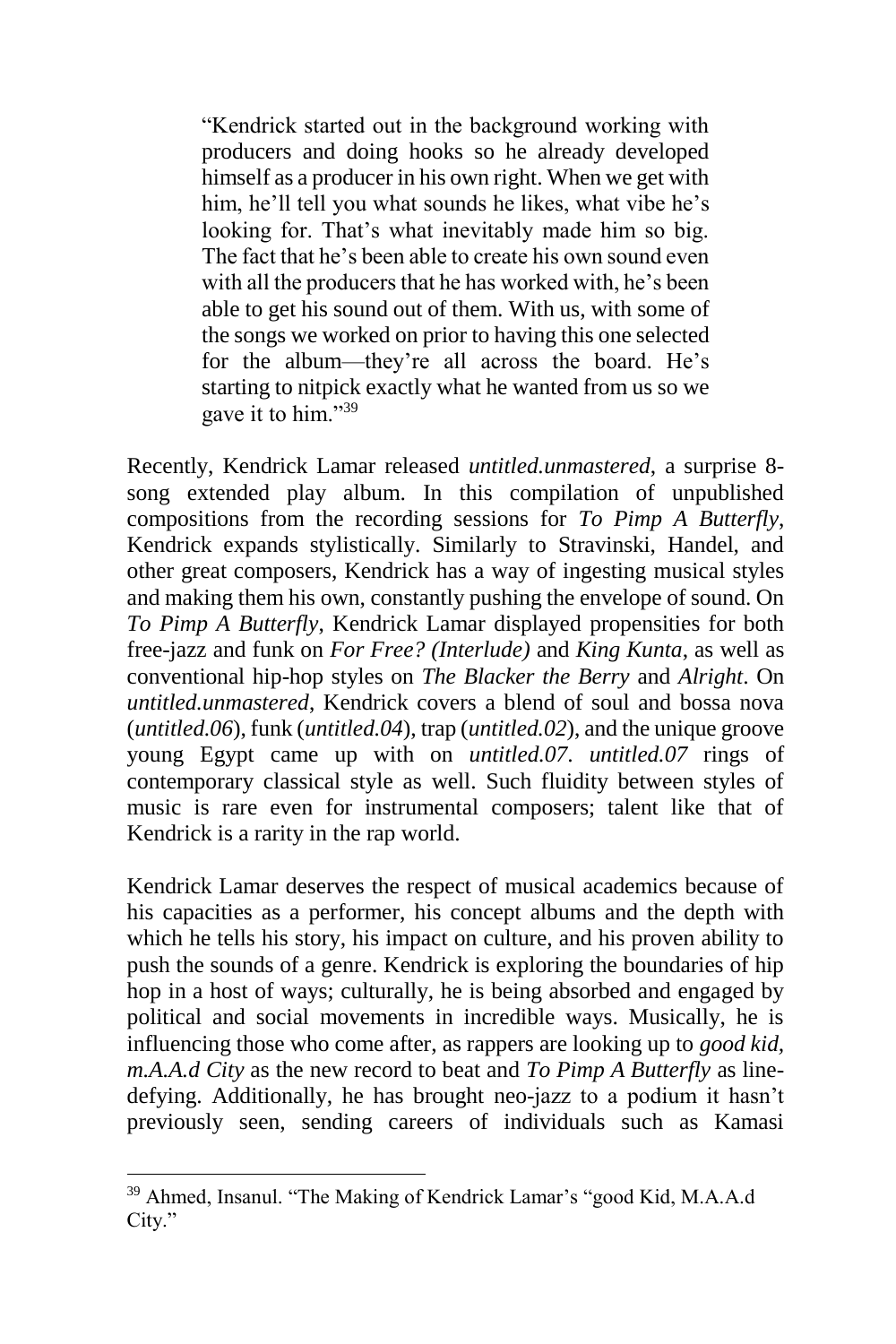> "Kendrick started out in the background working with producers and doing hooks so he already developed himself as a producer in his own right. When we get with him, he'll tell you what sounds he likes, what vibe he's looking for. That's what inevitably made him so big. The fact that he's been able to create his own sound even with all the producers that he has worked with, he's been able to get his sound out of them. With us, with some of the songs we worked on prior to having this one selected for the album—they're all across the board. He's starting to nitpick exactly what he wanted from us so we gave it to him."[39]

Recently, Kendrick Lamar released *untitled.unmastered*, a surprise 8-song extended play album. In this compilation of unpublished compositions from the recording sessions for *To Pimp A Butterfly*, Kendrick expands stylistically. Similarly to Stravinski, Handel, and other great composers, Kendrick has a way of ingesting musical styles and making them his own, constantly pushing the envelope of sound. On *To Pimp A Butterfly,* Kendrick Lamar displayed propensities for both free-jazz and funk on *For Free? (Interlude)* and *King Kunta*, as well as conventional hip-hop styles on *The Blacker the Berry* and *Alright*. On *untitled.unmastered*, Kendrick covers a blend of soul and bossa nova (*untitled.06*), funk (*untitled.04*), trap (*untitled.02*), and the unique groove young Egypt came up with on *untitled.07*. *untitled.07* rings of contemporary classical style as well. Such fluidity between styles of music is rare even for instrumental composers; talent like that of Kendrick is a rarity in the rap world.

Kendrick Lamar deserves the respect of musical academics because of his capacities as a performer, his concept albums and the depth with which he tells his story, his impact on culture, and his proven ability to push the sounds of a genre. Kendrick is exploring the boundaries of hip hop in a host of ways; culturally, he is being absorbed and engaged by political and social movements in incredible ways. Musically, he is influencing those who come after, as rappers are looking up to *good kid, m.A.A.d City* as the new record to beat and *To Pimp A Butterfly* as line-defying. Additionally, he has brought neo-jazz to a podium it hasn't previously seen, sending careers of individuals such as Kamasi

---

[39] Ahmed, Insanul. "The Making of Kendrick Lamar's "good Kid, M.A.A.d City."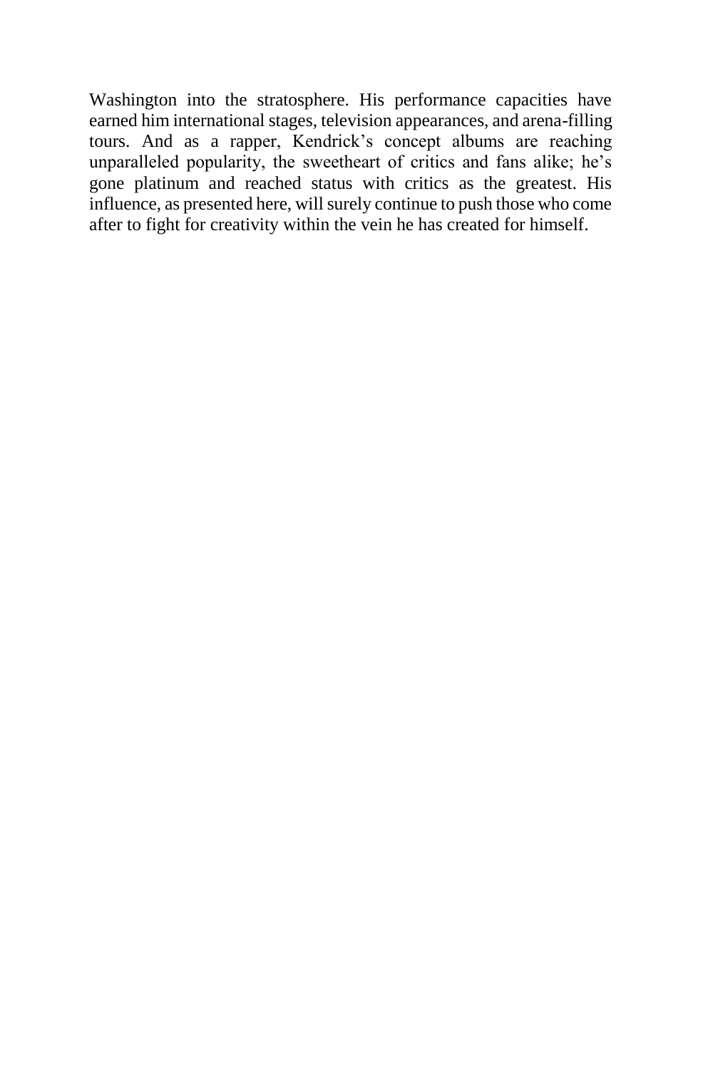Washington into the stratosphere. His performance capacities have earned him international stages, television appearances, and arena-filling tours. And as a rapper, Kendrick's concept albums are reaching unparalleled popularity, the sweetheart of critics and fans alike; he's gone platinum and reached status with critics as the greatest. His influence, as presented here, will surely continue to push those who come after to fight for creativity within the vein he has created for himself.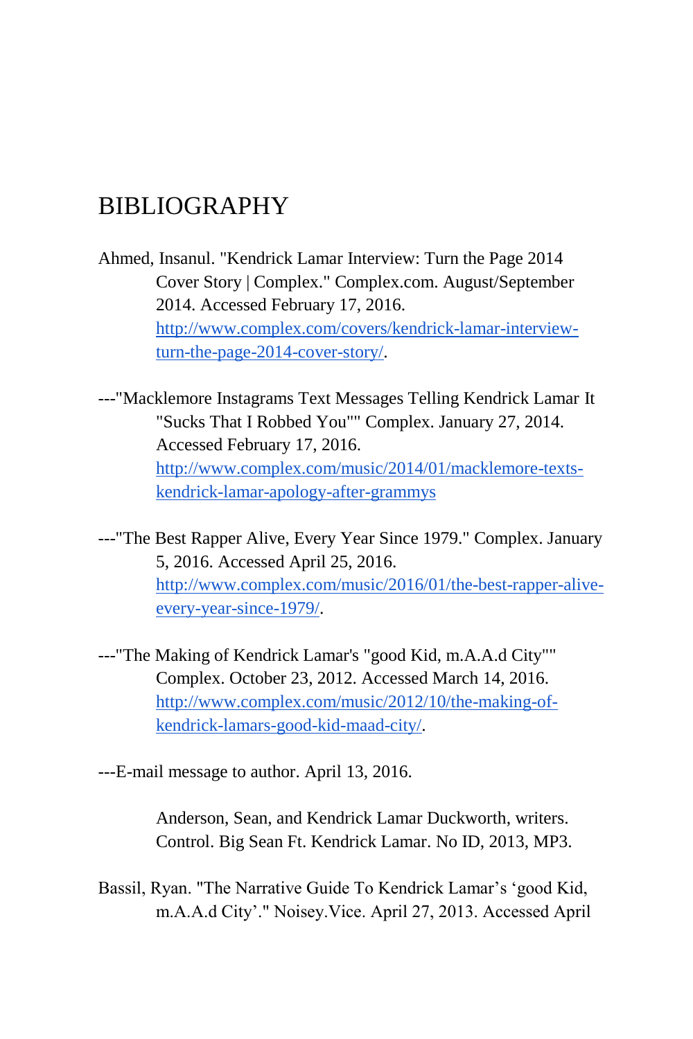# BIBLIOGRAPHY

Ahmed, Insanul. "Kendrick Lamar Interview: Turn the Page 2014 Cover Story | Complex." Complex.com. August/September 2014. Accessed February 17, 2016. http://www.complex.com/covers/kendrick-lamar-interview-turn-the-page-2014-cover-story/.

---"Macklemore Instagrams Text Messages Telling Kendrick Lamar It "Sucks That I Robbed You"" Complex. January 27, 2014. Accessed February 17, 2016. http://www.complex.com/music/2014/01/macklemore-texts-kendrick-lamar-apology-after-grammys

---"The Best Rapper Alive, Every Year Since 1979." Complex. January 5, 2016. Accessed April 25, 2016. http://www.complex.com/music/2016/01/the-best-rapper-alive-every-year-since-1979/.

---"The Making of Kendrick Lamar's "good Kid, m.A.A.d City"" Complex. October 23, 2012. Accessed March 14, 2016. http://www.complex.com/music/2012/10/the-making-of-kendrick-lamars-good-kid-maad-city/.

---E-mail message to author. April 13, 2016.

Anderson, Sean, and Kendrick Lamar Duckworth, writers. Control. Big Sean Ft. Kendrick Lamar. No ID, 2013, MP3.

Bassil, Ryan. "The Narrative Guide To Kendrick Lamar's 'good Kid, m.A.A.d City'." Noisey.Vice. April 27, 2013. Accessed April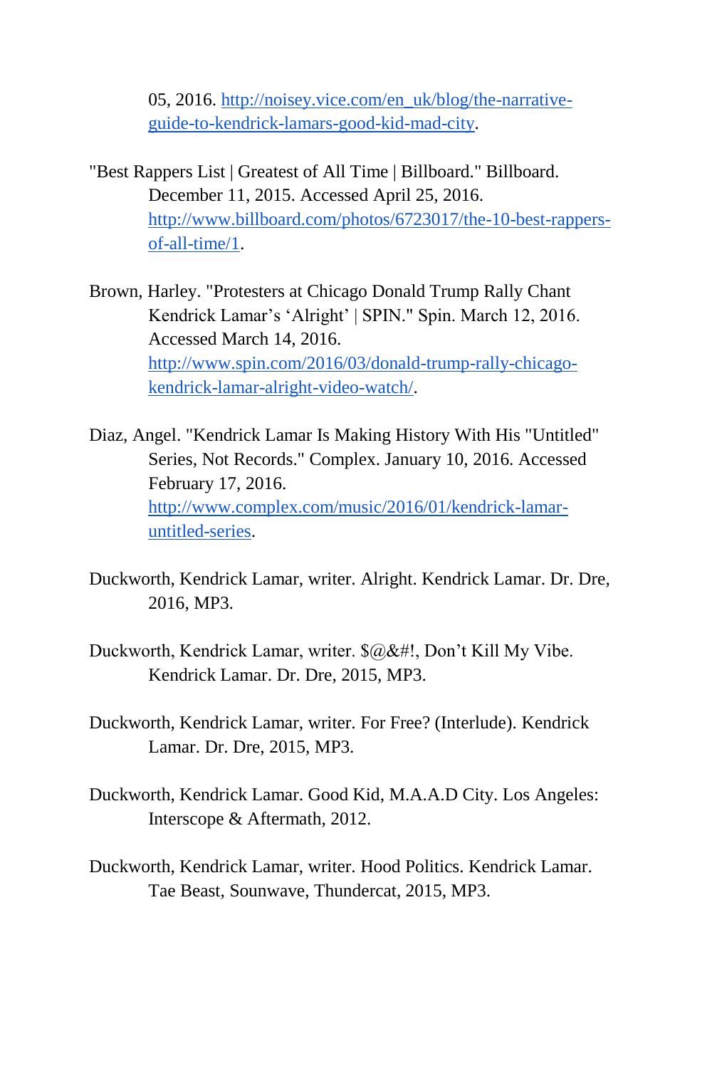05, 2016. http://noisey.vice.com/en_uk/blog/the-narrative-guide-to-kendrick-lamars-good-kid-mad-city.

"Best Rappers List | Greatest of All Time | Billboard." Billboard. December 11, 2015. Accessed April 25, 2016. http://www.billboard.com/photos/6723017/the-10-best-rappers-of-all-time/1.

Brown, Harley. "Protesters at Chicago Donald Trump Rally Chant Kendrick Lamar's 'Alright' | SPIN." Spin. March 12, 2016. Accessed March 14, 2016. http://www.spin.com/2016/03/donald-trump-rally-chicago-kendrick-lamar-alright-video-watch/.

Diaz, Angel. "Kendrick Lamar Is Making History With His "Untitled" Series, Not Records." Complex. January 10, 2016. Accessed February 17, 2016. http://www.complex.com/music/2016/01/kendrick-lamar-untitled-series.

Duckworth, Kendrick Lamar, writer. Alright. Kendrick Lamar. Dr. Dre, 2016, MP3.

Duckworth, Kendrick Lamar, writer. $@&#!, Don't Kill My Vibe. Kendrick Lamar. Dr. Dre, 2015, MP3.

Duckworth, Kendrick Lamar, writer. For Free? (Interlude). Kendrick Lamar. Dr. Dre, 2015, MP3.

Duckworth, Kendrick Lamar. Good Kid, M.A.A.D City. Los Angeles: Interscope & Aftermath, 2012.

Duckworth, Kendrick Lamar, writer. Hood Politics. Kendrick Lamar. Tae Beast, Sounwave, Thundercat, 2015, MP3.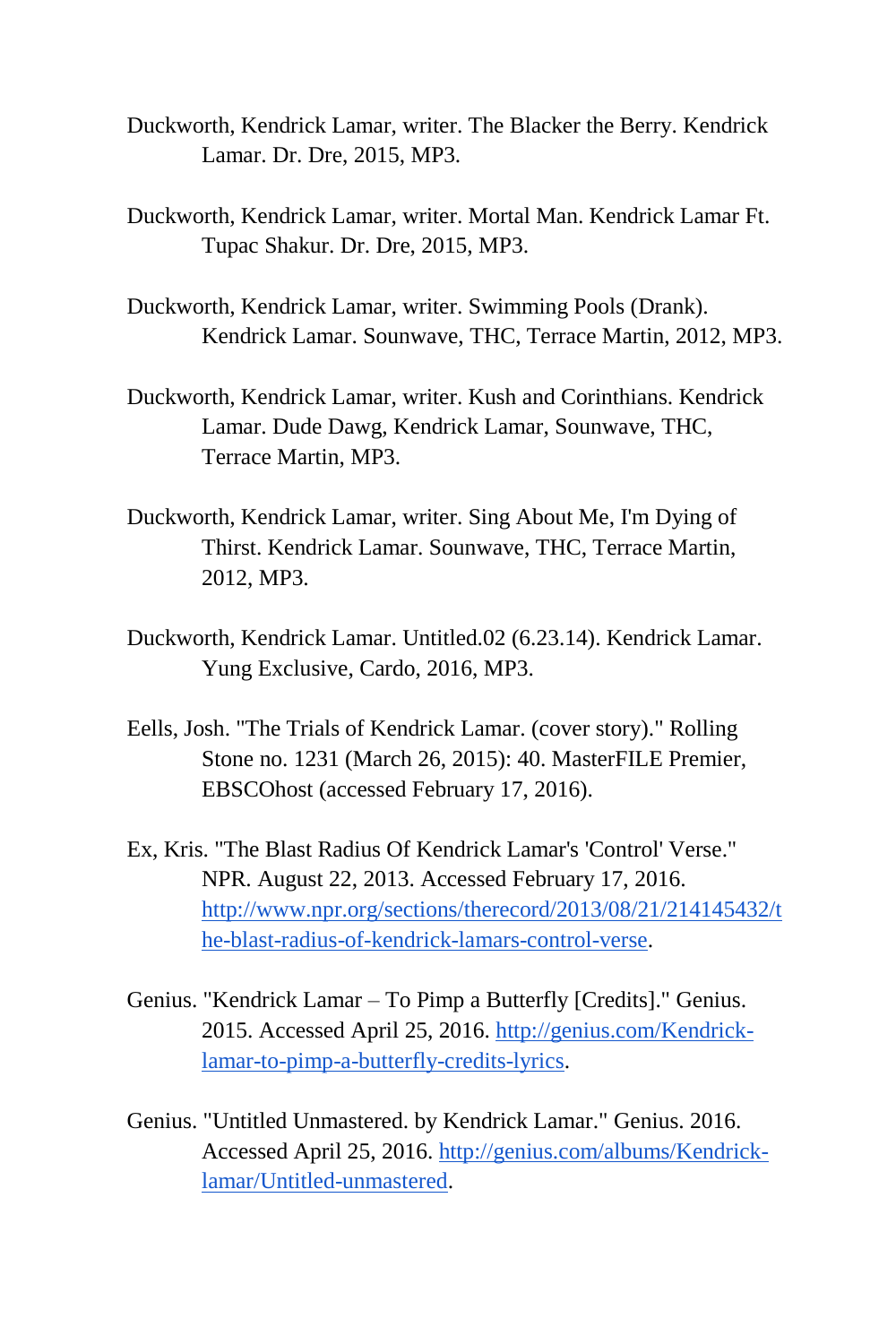Duckworth, Kendrick Lamar, writer. The Blacker the Berry. Kendrick Lamar. Dr. Dre, 2015, MP3.

Duckworth, Kendrick Lamar, writer. Mortal Man. Kendrick Lamar Ft. Tupac Shakur. Dr. Dre, 2015, MP3.

Duckworth, Kendrick Lamar, writer. Swimming Pools (Drank). Kendrick Lamar. Sounwave, THC, Terrace Martin, 2012, MP3.

Duckworth, Kendrick Lamar, writer. Kush and Corinthians. Kendrick Lamar. Dude Dawg, Kendrick Lamar, Sounwave, THC, Terrace Martin, MP3.

Duckworth, Kendrick Lamar, writer. Sing About Me, I'm Dying of Thirst. Kendrick Lamar. Sounwave, THC, Terrace Martin, 2012, MP3.

Duckworth, Kendrick Lamar. Untitled.02 (6.23.14). Kendrick Lamar. Yung Exclusive, Cardo, 2016, MP3.

Eells, Josh. "The Trials of Kendrick Lamar. (cover story)." Rolling Stone no. 1231 (March 26, 2015): 40. MasterFILE Premier, EBSCOhost (accessed February 17, 2016).

Ex, Kris. "The Blast Radius Of Kendrick Lamar's 'Control' Verse." NPR. August 22, 2013. Accessed February 17, 2016. [http://www.npr.org/sections/therecord/2013/08/21/214145432/the-blast-radius-of-kendrick-lamars-control-verse](http://www.npr.org/sections/therecord/2013/08/21/214145432/the-blast-radius-of-kendrick-lamars-control-verse).

Genius. "Kendrick Lamar – To Pimp a Butterfly [Credits]." Genius. 2015. Accessed April 25, 2016. [http://genius.com/Kendrick-lamar-to-pimp-a-butterfly-credits-lyrics](http://genius.com/Kendrick-lamar-to-pimp-a-butterfly-credits-lyrics).

Genius. "Untitled Unmastered. by Kendrick Lamar." Genius. 2016. Accessed April 25, 2016. [http://genius.com/albums/Kendrick-lamar/Untitled-unmastered](http://genius.com/albums/Kendrick-lamar/Untitled-unmastered).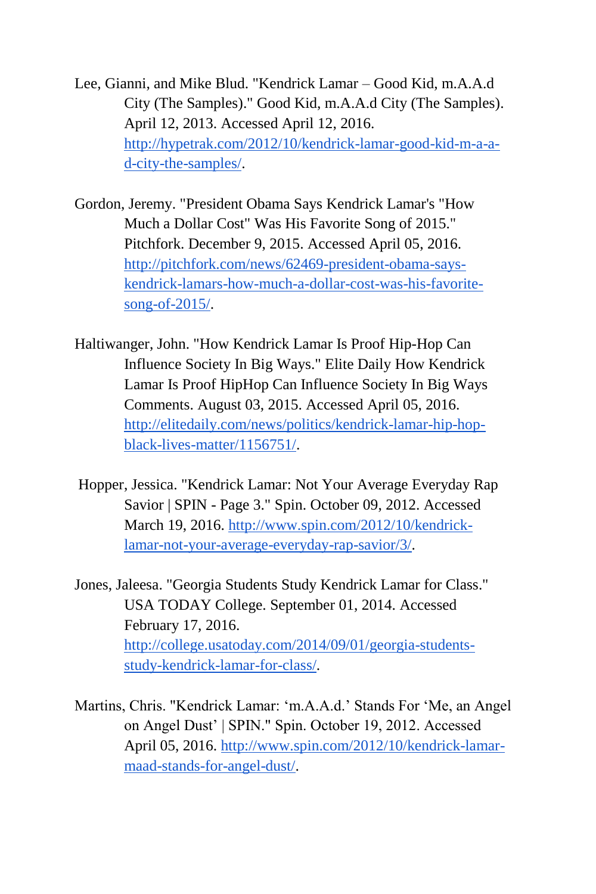Lee, Gianni, and Mike Blud. "Kendrick Lamar – Good Kid, m.A.A.d City (The Samples)." Good Kid, m.A.A.d City (The Samples). April 12, 2013. Accessed April 12, 2016. http://hypetrak.com/2012/10/kendrick-lamar-good-kid-m-a-a-d-city-the-samples/.

Gordon, Jeremy. "President Obama Says Kendrick Lamar's "How Much a Dollar Cost" Was His Favorite Song of 2015." Pitchfork. December 9, 2015. Accessed April 05, 2016. http://pitchfork.com/news/62469-president-obama-says-kendrick-lamars-how-much-a-dollar-cost-was-his-favorite-song-of-2015/.

Haltiwanger, John. "How Kendrick Lamar Is Proof Hip-Hop Can Influence Society In Big Ways." Elite Daily How Kendrick Lamar Is Proof HipHop Can Influence Society In Big Ways Comments. August 03, 2015. Accessed April 05, 2016. http://elitedaily.com/news/politics/kendrick-lamar-hip-hop-black-lives-matter/1156751/.

Hopper, Jessica. "Kendrick Lamar: Not Your Average Everyday Rap Savior | SPIN - Page 3." Spin. October 09, 2012. Accessed March 19, 2016. http://www.spin.com/2012/10/kendrick-lamar-not-your-average-everyday-rap-savior/3/.

Jones, Jaleesa. "Georgia Students Study Kendrick Lamar for Class." USA TODAY College. September 01, 2014. Accessed February 17, 2016. http://college.usatoday.com/2014/09/01/georgia-students-study-kendrick-lamar-for-class/.

Martins, Chris. "Kendrick Lamar: 'm.A.A.d.' Stands For 'Me, an Angel on Angel Dust' | SPIN." Spin. October 19, 2012. Accessed April 05, 2016. http://www.spin.com/2012/10/kendrick-lamar-maad-stands-for-angel-dust/.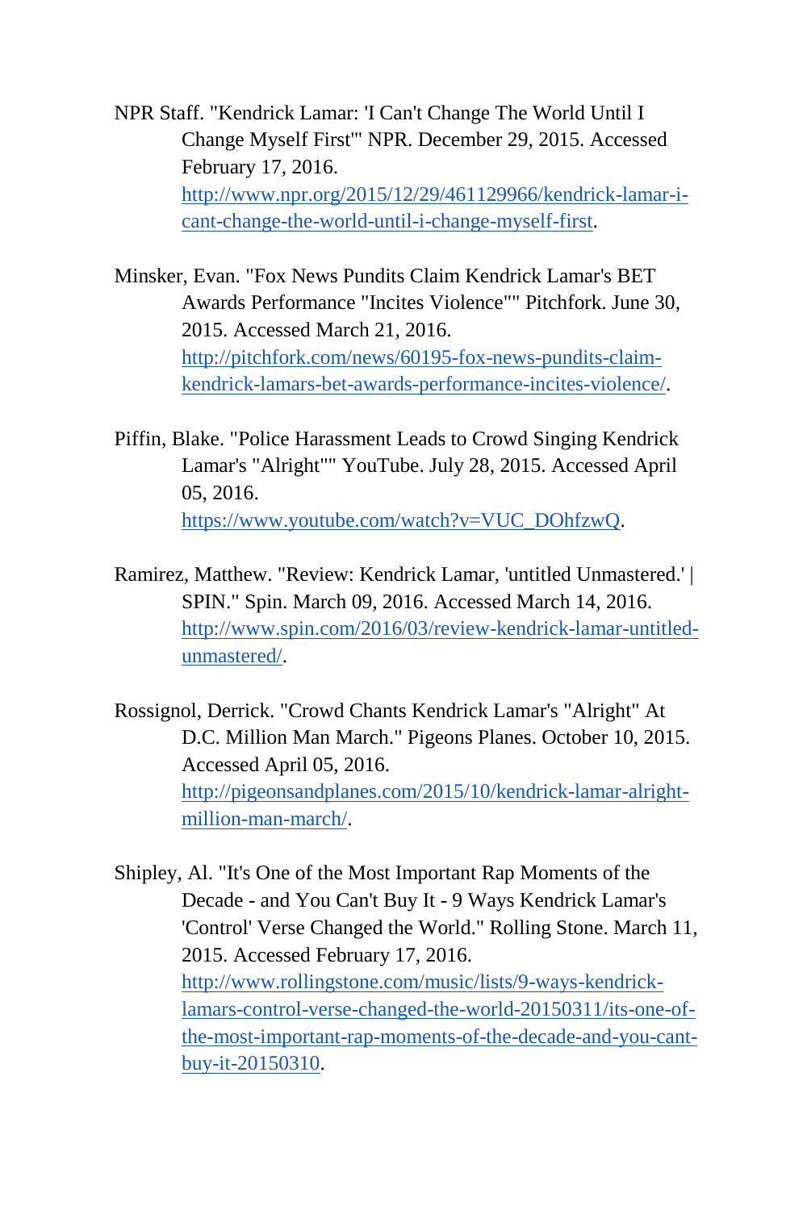NPR Staff. "Kendrick Lamar: 'I Can't Change The World Until I Change Myself First'" NPR. December 29, 2015. Accessed February 17, 2016. http://www.npr.org/2015/12/29/461129966/kendrick-lamar-i-cant-change-the-world-until-i-change-myself-first.

Minsker, Evan. "Fox News Pundits Claim Kendrick Lamar's BET Awards Performance "Incites Violence"" Pitchfork. June 30, 2015. Accessed March 21, 2016. http://pitchfork.com/news/60195-fox-news-pundits-claim-kendrick-lamars-bet-awards-performance-incites-violence/.

Piffin, Blake. "Police Harassment Leads to Crowd Singing Kendrick Lamar's "Alright"" YouTube. July 28, 2015. Accessed April 05, 2016. https://www.youtube.com/watch?v=VUC_DOhfzwQ.

Ramirez, Matthew. "Review: Kendrick Lamar, 'untitled Unmastered.' | SPIN." Spin. March 09, 2016. Accessed March 14, 2016. http://www.spin.com/2016/03/review-kendrick-lamar-untitled-unmastered/.

Rossignol, Derrick. "Crowd Chants Kendrick Lamar's "Alright" At D.C. Million Man March." Pigeons Planes. October 10, 2015. Accessed April 05, 2016. http://pigeonsandplanes.com/2015/10/kendrick-lamar-alright-million-man-march/.

Shipley, Al. "It's One of the Most Important Rap Moments of the Decade - and You Can't Buy It - 9 Ways Kendrick Lamar's 'Control' Verse Changed the World." Rolling Stone. March 11, 2015. Accessed February 17, 2016. http://www.rollingstone.com/music/lists/9-ways-kendrick-lamars-control-verse-changed-the-world-20150311/its-one-of-the-most-important-rap-moments-of-the-decade-and-you-cant-buy-it-20150310.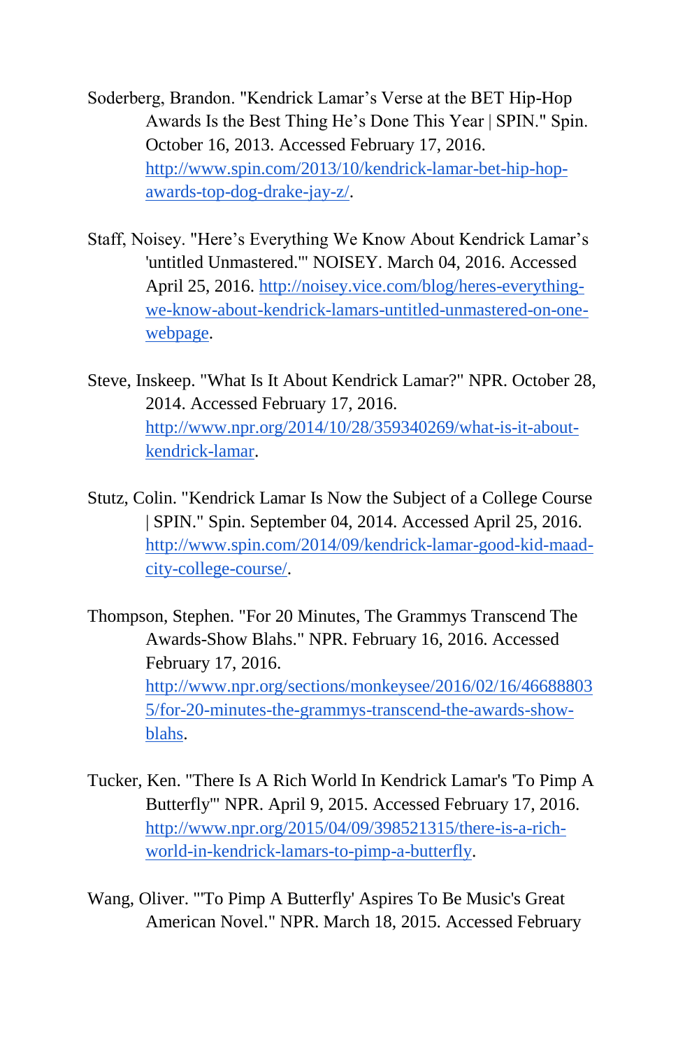Soderberg, Brandon. "Kendrick Lamar’s Verse at the BET Hip-Hop Awards Is the Best Thing He’s Done This Year | SPIN." Spin. October 16, 2013. Accessed February 17, 2016. http://www.spin.com/2013/10/kendrick-lamar-bet-hip-hop-awards-top-dog-drake-jay-z/.

Staff, Noisey. "Here’s Everything We Know About Kendrick Lamar’s 'untitled Unmastered.'" NOISEY. March 04, 2016. Accessed April 25, 2016. http://noisey.vice.com/blog/heres-everything-we-know-about-kendrick-lamars-untitled-unmastered-on-one-webpage.

Steve, Inskeep. "What Is It About Kendrick Lamar?" NPR. October 28, 2014. Accessed February 17, 2016. http://www.npr.org/2014/10/28/359340269/what-is-it-about-kendrick-lamar.

Stutz, Colin. "Kendrick Lamar Is Now the Subject of a College Course | SPIN." Spin. September 04, 2014. Accessed April 25, 2016. http://www.spin.com/2014/09/kendrick-lamar-good-kid-maad-city-college-course/.

Thompson, Stephen. "For 20 Minutes, The Grammys Transcend The Awards-Show Blahs." NPR. February 16, 2016. Accessed February 17, 2016. http://www.npr.org/sections/monkeysee/2016/02/16/466888035/for-20-minutes-the-grammys-transcend-the-awards-show-blahs.

Tucker, Ken. "There Is A Rich World In Kendrick Lamar's 'To Pimp A Butterfly'" NPR. April 9, 2015. Accessed February 17, 2016. http://www.npr.org/2015/04/09/398521315/there-is-a-rich-world-in-kendrick-lamars-to-pimp-a-butterfly.

Wang, Oliver. "'To Pimp A Butterfly' Aspires To Be Music's Great American Novel." NPR. March 18, 2015. Accessed February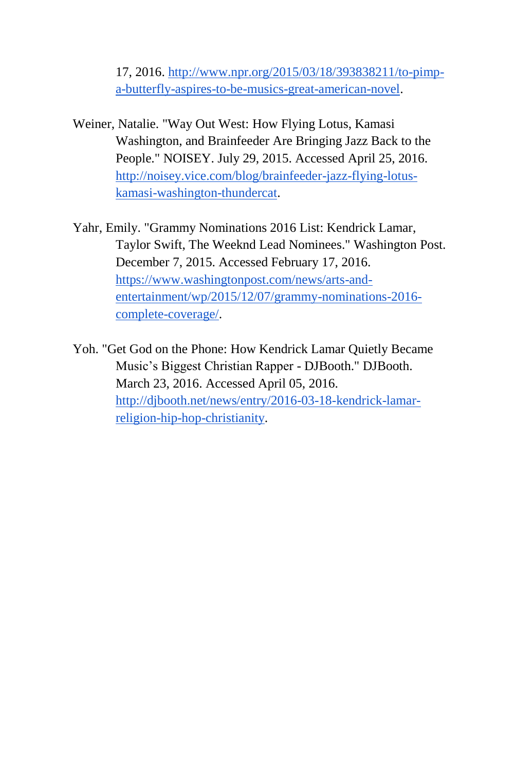17, 2016. http://www.npr.org/2015/03/18/393838211/to-pimp-a-butterfly-aspires-to-be-musics-great-american-novel.

Weiner, Natalie. "Way Out West: How Flying Lotus, Kamasi Washington, and Brainfeeder Are Bringing Jazz Back to the People." NOISEY. July 29, 2015. Accessed April 25, 2016. http://noisey.vice.com/blog/brainfeeder-jazz-flying-lotus-kamasi-washington-thundercat.

Yahr, Emily. "Grammy Nominations 2016 List: Kendrick Lamar, Taylor Swift, The Weeknd Lead Nominees." Washington Post. December 7, 2015. Accessed February 17, 2016. https://www.washingtonpost.com/news/arts-and-entertainment/wp/2015/12/07/grammy-nominations-2016-complete-coverage/.

Yoh. "Get God on the Phone: How Kendrick Lamar Quietly Became Music's Biggest Christian Rapper - DJBooth." DJBooth. March 23, 2016. Accessed April 05, 2016. http://djbooth.net/news/entry/2016-03-18-kendrick-lamar-religion-hip-hop-christianity.